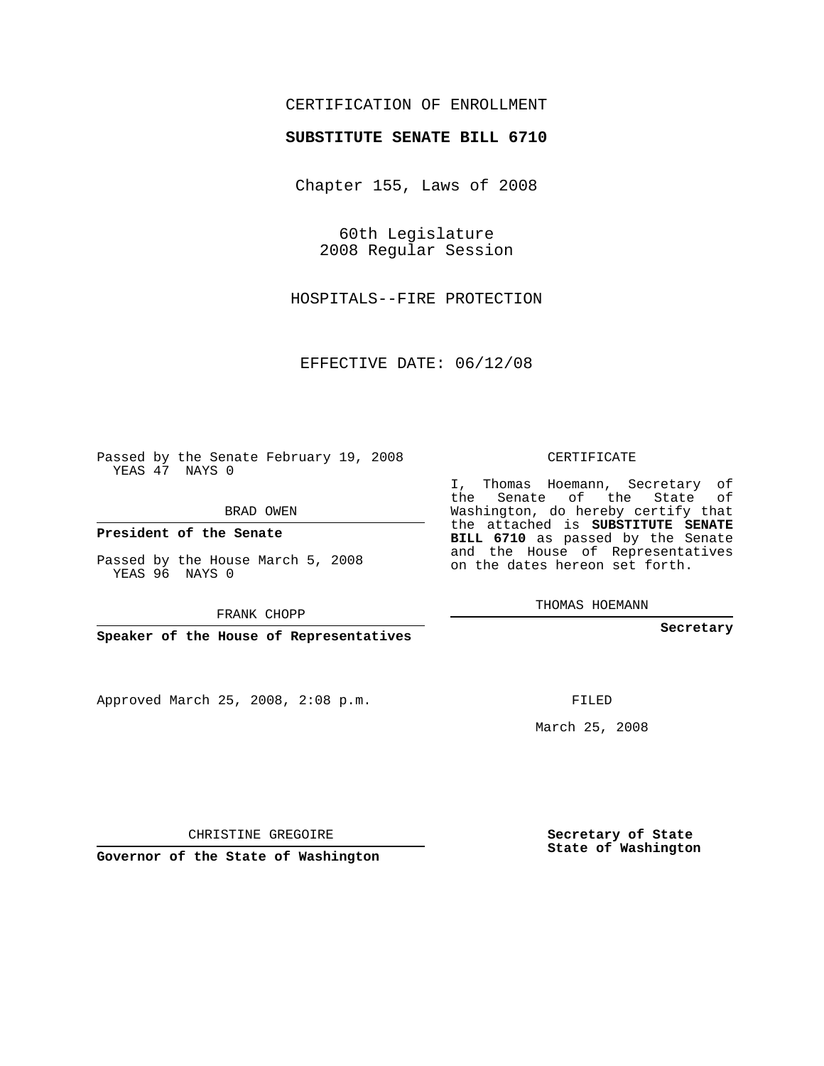CERTIFICATION OF ENROLLMENT

**SUBSTITUTE SENATE BILL 6710**

Chapter 155, Laws of 2008

60th Legislature
2008 Regular Session

HOSPITALS--FIRE PROTECTION

EFFECTIVE DATE: 06/12/08

Passed by the Senate February 19, 2008
YEAS 47 NAYS 0

BRAD OWEN

**President of the Senate**

Passed by the House March 5, 2008
YEAS 96 NAYS 0

FRANK CHOPP

**Speaker of the House of Representatives**

Approved March 25, 2008, 2:08 p.m.

CHRISTINE GREGOIRE

**Governor of the State of Washington**

CERTIFICATE

I, Thomas Hoemann, Secretary of the Senate of the State of Washington, do hereby certify that the attached is **SUBSTITUTE SENATE BILL 6710** as passed by the Senate and the House of Representatives on the dates hereon set forth.

THOMAS HOEMANN

**Secretary**

FILED

March 25, 2008

**Secretary of State**
**State of Washington**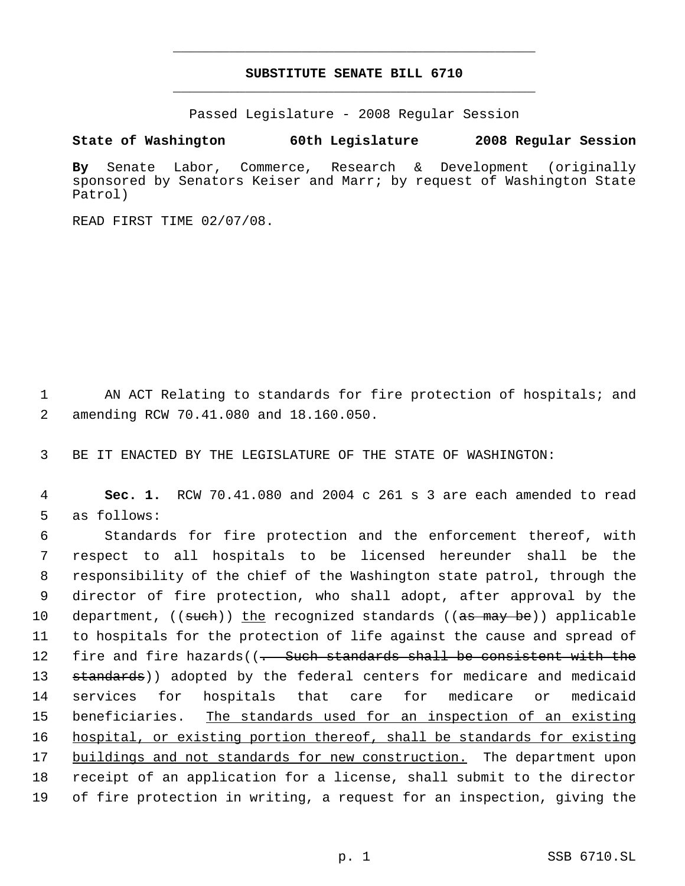# SUBSTITUTE SENATE BILL 6710

Passed Legislature - 2008 Regular Session

**State of Washington 60th Legislature 2008 Regular Session**

**By** Senate Labor, Commerce, Research & Development (originally sponsored by Senators Keiser and Marr; by request of Washington State Patrol)

READ FIRST TIME 02/07/08.

AN ACT Relating to standards for fire protection of hospitals; and amending RCW 70.41.080 and 18.160.050.

BE IT ENACTED BY THE LEGISLATURE OF THE STATE OF WASHINGTON:

**Sec. 1.** RCW 70.41.080 and 2004 c 261 s 3 are each amended to read as follows:

Standards for fire protection and the enforcement thereof, with respect to all hospitals to be licensed hereunder shall be the responsibility of the chief of the Washington state patrol, through the director of fire protection, who shall adopt, after approval by the department, ((~~such~~)) <u>the</u> recognized standards ((~~as may be~~)) applicable to hospitals for the protection of life against the cause and spread of fire and fire hazards((~~. Such standards shall be consistent with the standards~~)) adopted by the federal centers for medicare and medicaid services for hospitals that care for medicare or medicaid beneficiaries. <u>The standards used for an inspection of an existing hospital, or existing portion thereof, shall be standards for existing buildings and not standards for new construction.</u> The department upon receipt of an application for a license, shall submit to the director of fire protection in writing, a request for an inspection, giving the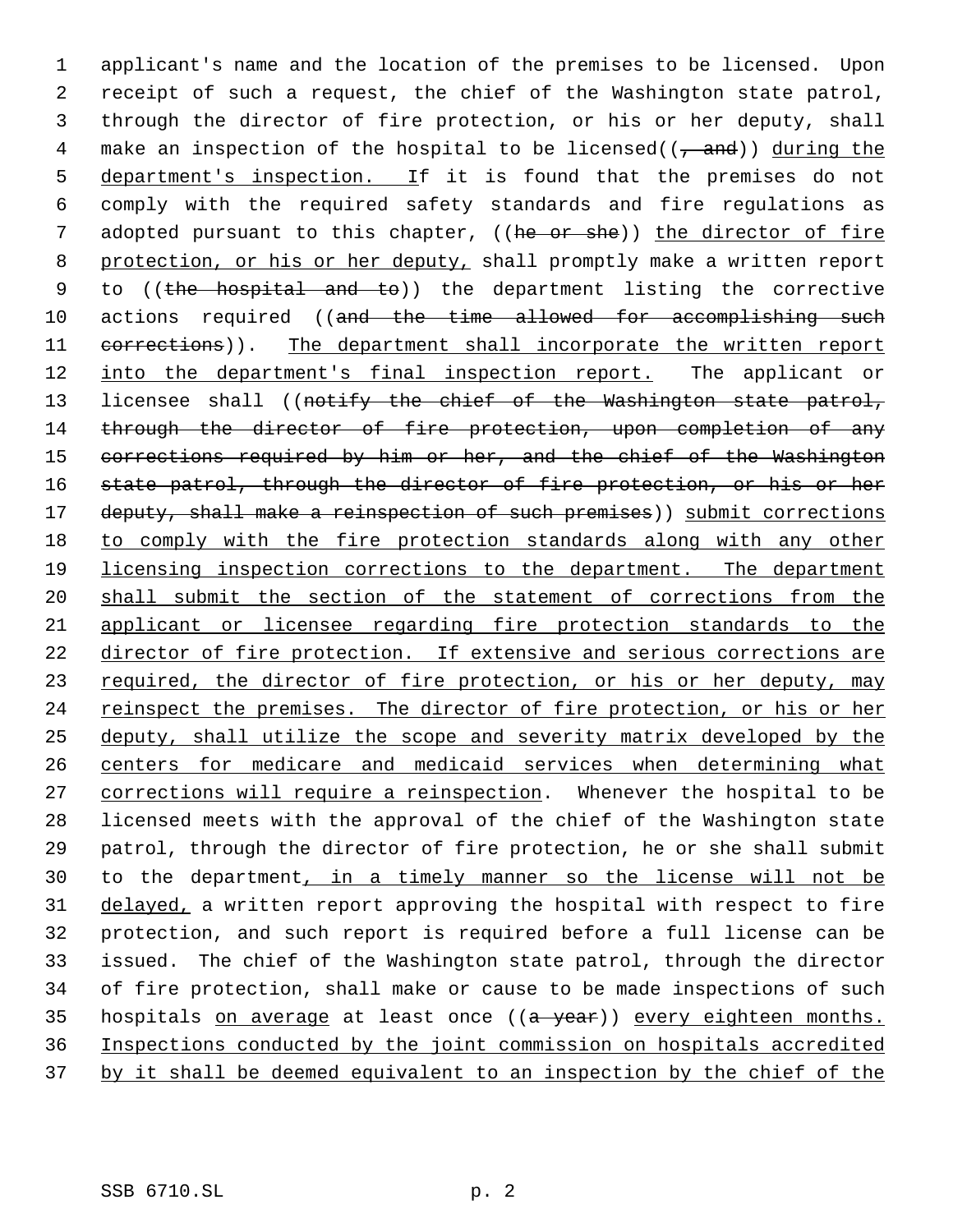applicant's name and the location of the premises to be licensed. Upon receipt of such a request, the chief of the Washington state patrol, through the director of fire protection, or his or her deputy, shall make an inspection of the hospital to be licensed((~~, and~~)) <u>during the department's inspection. I</u>f it is found that the premises do not comply with the required safety standards and fire regulations as adopted pursuant to this chapter, ((~~he or she~~)) <u>the director of fire protection, or his or her deputy,</u> shall promptly make a written report to ((~~the hospital and to~~)) the department listing the corrective actions required ((~~and the time allowed for accomplishing such corrections~~)). <u>The department shall incorporate the written report into the department's final inspection report.</u> The applicant or licensee shall ((~~notify the chief of the Washington state patrol, through the director of fire protection, upon completion of any corrections required by him or her, and the chief of the Washington state patrol, through the director of fire protection, or his or her deputy, shall make a reinspection of such premises~~)) <u>submit corrections to comply with the fire protection standards along with any other licensing inspection corrections to the department. The department shall submit the section of the statement of corrections from the applicant or licensee regarding fire protection standards to the director of fire protection. If extensive and serious corrections are required, the director of fire protection, or his or her deputy, may reinspect the premises. The director of fire protection, or his or her deputy, shall utilize the scope and severity matrix developed by the centers for medicare and medicaid services when determining what corrections will require a reinspection</u>. Whenever the hospital to be licensed meets with the approval of the chief of the Washington state patrol, through the director of fire protection, he or she shall submit to the department<u>, in a timely manner so the license will not be delayed,</u> a written report approving the hospital with respect to fire protection, and such report is required before a full license can be issued. The chief of the Washington state patrol, through the director of fire protection, shall make or cause to be made inspections of such hospitals <u>on average</u> at least once ((~~a year~~)) <u>every eighteen months. Inspections conducted by the joint commission on hospitals accredited by it shall be deemed equivalent to an inspection by the chief of the</u>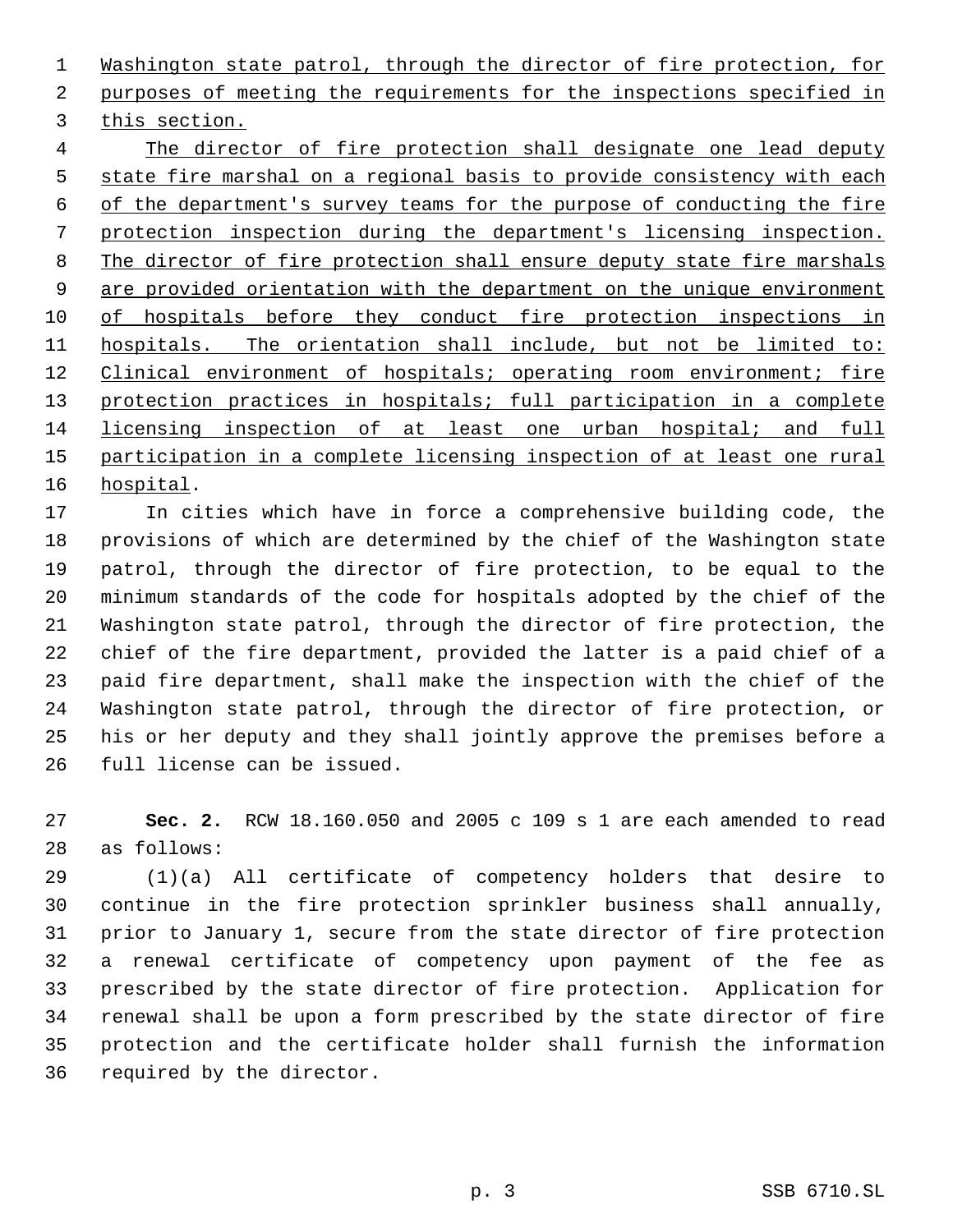Washington state patrol, through the director of fire protection, for purposes of meeting the requirements for the inspections specified in this section.

The director of fire protection shall designate one lead deputy state fire marshal on a regional basis to provide consistency with each of the department's survey teams for the purpose of conducting the fire protection inspection during the department's licensing inspection. The director of fire protection shall ensure deputy state fire marshals are provided orientation with the department on the unique environment of hospitals before they conduct fire protection inspections in hospitals. The orientation shall include, but not be limited to: Clinical environment of hospitals; operating room environment; fire protection practices in hospitals; full participation in a complete licensing inspection of at least one urban hospital; and full participation in a complete licensing inspection of at least one rural hospital.

In cities which have in force a comprehensive building code, the provisions of which are determined by the chief of the Washington state patrol, through the director of fire protection, to be equal to the minimum standards of the code for hospitals adopted by the chief of the Washington state patrol, through the director of fire protection, the chief of the fire department, provided the latter is a paid chief of a paid fire department, shall make the inspection with the chief of the Washington state patrol, through the director of fire protection, or his or her deputy and they shall jointly approve the premises before a full license can be issued.

**Sec. 2.** RCW 18.160.050 and 2005 c 109 s 1 are each amended to read as follows:

(1)(a) All certificate of competency holders that desire to continue in the fire protection sprinkler business shall annually, prior to January 1, secure from the state director of fire protection a renewal certificate of competency upon payment of the fee as prescribed by the state director of fire protection. Application for renewal shall be upon a form prescribed by the state director of fire protection and the certificate holder shall furnish the information required by the director.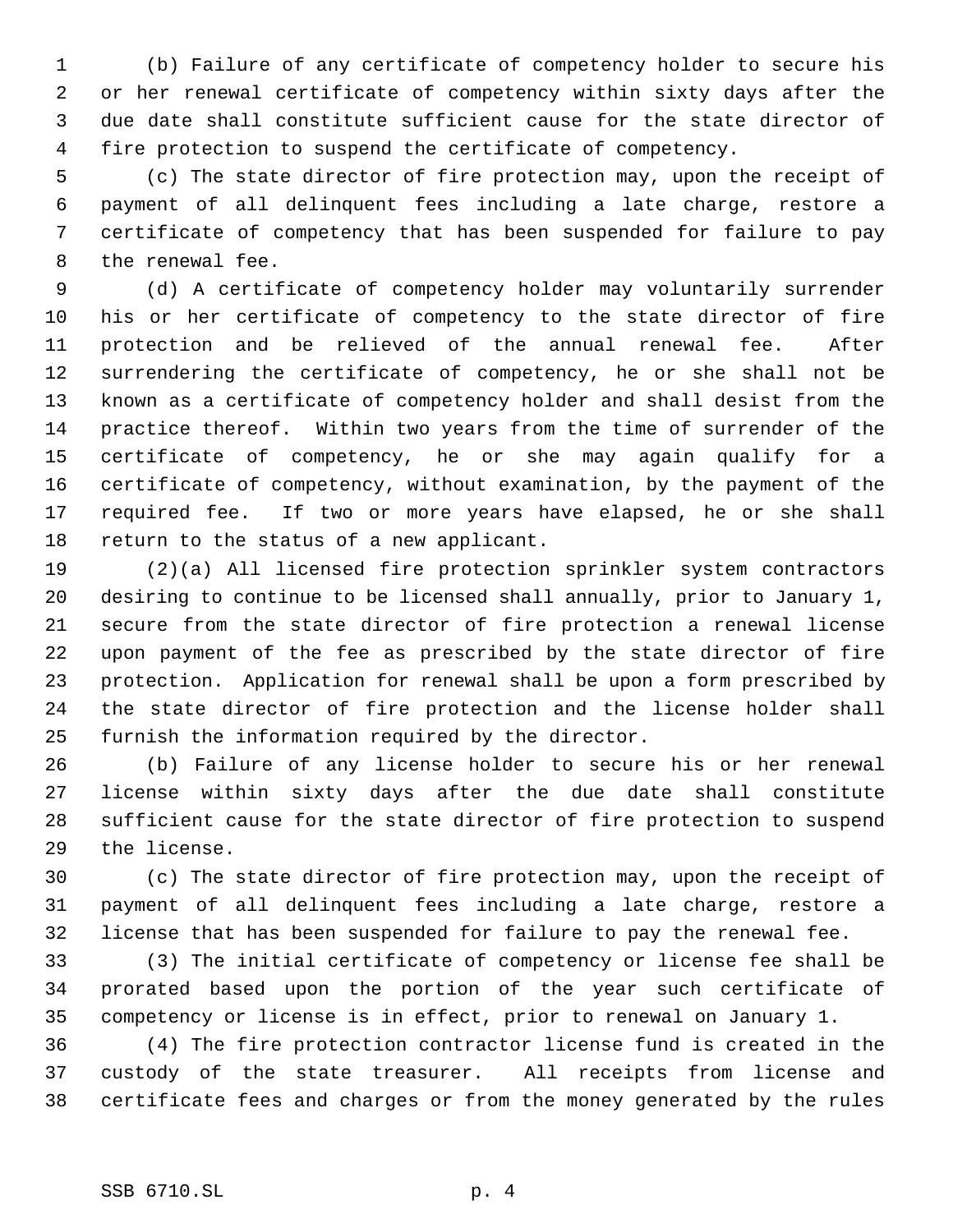(b) Failure of any certificate of competency holder to secure his or her renewal certificate of competency within sixty days after the due date shall constitute sufficient cause for the state director of fire protection to suspend the certificate of competency.

(c) The state director of fire protection may, upon the receipt of payment of all delinquent fees including a late charge, restore a certificate of competency that has been suspended for failure to pay the renewal fee.

(d) A certificate of competency holder may voluntarily surrender his or her certificate of competency to the state director of fire protection and be relieved of the annual renewal fee. After surrendering the certificate of competency, he or she shall not be known as a certificate of competency holder and shall desist from the practice thereof. Within two years from the time of surrender of the certificate of competency, he or she may again qualify for a certificate of competency, without examination, by the payment of the required fee. If two or more years have elapsed, he or she shall return to the status of a new applicant.

(2)(a) All licensed fire protection sprinkler system contractors desiring to continue to be licensed shall annually, prior to January 1, secure from the state director of fire protection a renewal license upon payment of the fee as prescribed by the state director of fire protection. Application for renewal shall be upon a form prescribed by the state director of fire protection and the license holder shall furnish the information required by the director.

(b) Failure of any license holder to secure his or her renewal license within sixty days after the due date shall constitute sufficient cause for the state director of fire protection to suspend the license.

(c) The state director of fire protection may, upon the receipt of payment of all delinquent fees including a late charge, restore a license that has been suspended for failure to pay the renewal fee.

(3) The initial certificate of competency or license fee shall be prorated based upon the portion of the year such certificate of competency or license is in effect, prior to renewal on January 1.

(4) The fire protection contractor license fund is created in the custody of the state treasurer. All receipts from license and certificate fees and charges or from the money generated by the rules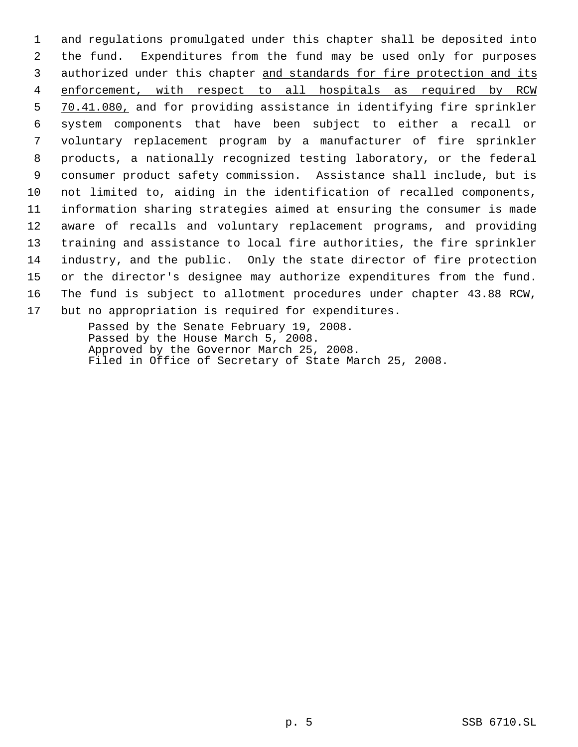and regulations promulgated under this chapter shall be deposited into the fund. Expenditures from the fund may be used only for purposes authorized under this chapter <u>and standards for fire protection and its enforcement, with respect to all hospitals as required by RCW 70.41.080,</u> and for providing assistance in identifying fire sprinkler system components that have been subject to either a recall or voluntary replacement program by a manufacturer of fire sprinkler products, a nationally recognized testing laboratory, or the federal consumer product safety commission. Assistance shall include, but is not limited to, aiding in the identification of recalled components, information sharing strategies aimed at ensuring the consumer is made aware of recalls and voluntary replacement programs, and providing training and assistance to local fire authorities, the fire sprinkler industry, and the public. Only the state director of fire protection or the director's designee may authorize expenditures from the fund. The fund is subject to allotment procedures under chapter 43.88 RCW, but no appropriation is required for expenditures.

Passed by the Senate February 19, 2008.
Passed by the House March 5, 2008.
Approved by the Governor March 25, 2008.
Filed in Office of Secretary of State March 25, 2008.